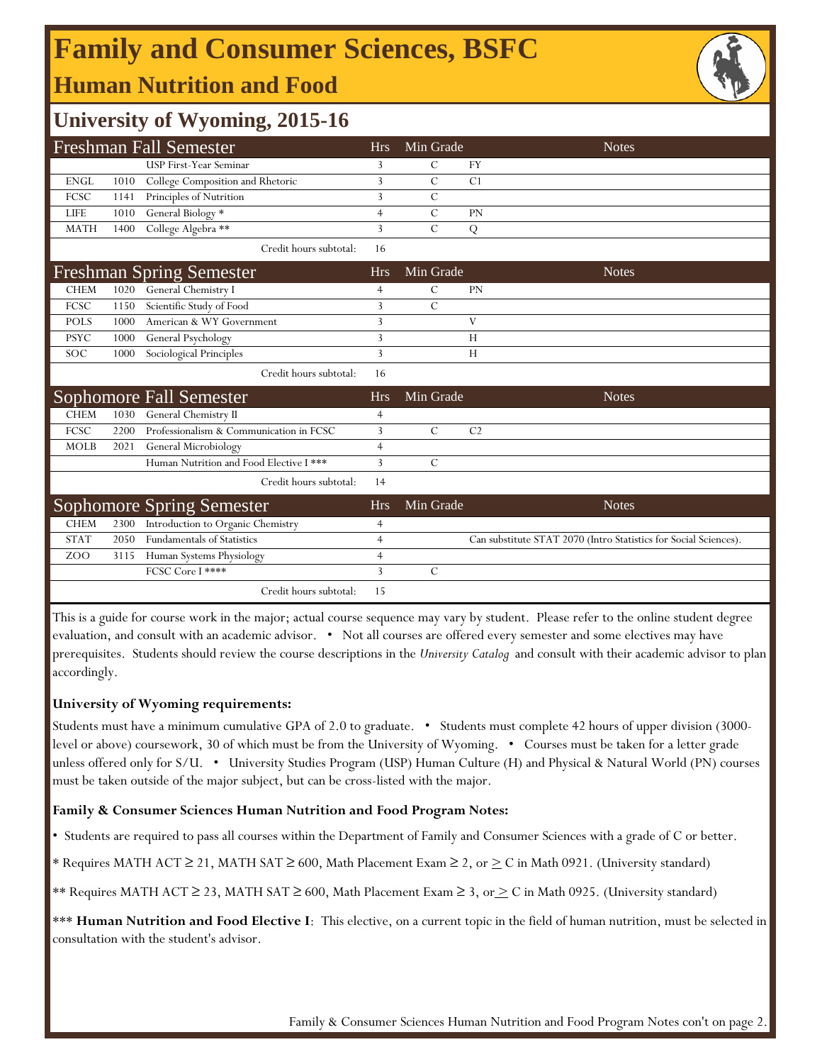# Family and Consumer Sciences, BSFC

## Human Nutrition and Food

## University of Wyoming, 2015-16

| Freshman Fall Semester | | | Hrs | Min Grade | Notes |
|---|---|---|---|---|---|
| | | USP First-Year Seminar | 3 | C | FY |
| ENGL | 1010 | College Composition and Rhetoric | 3 | C | C1 |
| FCSC | 1141 | Principles of Nutrition | 3 | C | |
| LIFE | 1010 | General Biology * | 4 | C | PN |
| MATH | 1400 | College Algebra ** | 3 | C | Q |
| | | Credit hours subtotal: | 16 | | |

| Freshman Spring Semester | | | Hrs | Min Grade | Notes |
|---|---|---|---|---|---|
| CHEM | 1020 | General Chemistry I | 4 | C | PN |
| FCSC | 1150 | Scientific Study of Food | 3 | C | |
| POLS | 1000 | American & WY Government | 3 | | V |
| PSYC | 1000 | General Psychology | 3 | | H |
| SOC | 1000 | Sociological Principles | 3 | | H |
| | | Credit hours subtotal: | 16 | | |

| Sophomore Fall Semester | | | Hrs | Min Grade | Notes |
|---|---|---|---|---|---|
| CHEM | 1030 | General Chemistry II | 4 | | |
| FCSC | 2200 | Professionalism & Communication in FCSC | 3 | C | C2 |
| MOLB | 2021 | General Microbiology | 4 | | |
| | | Human Nutrition and Food Elective I *** | 3 | C | |
| | | Credit hours subtotal: | 14 | | |

| Sophomore Spring Semester | | | Hrs | Min Grade | Notes |
|---|---|---|---|---|---|
| CHEM | 2300 | Introduction to Organic Chemistry | 4 | | |
| STAT | 2050 | Fundamentals of Statistics | 4 | | Can substitute STAT 2070 (Intro Statistics for Social Sciences). |
| ZOO | 3115 | Human Systems Physiology | 4 | | |
| | | FCSC Core I **** | 3 | C | |
| | | Credit hours subtotal: | 15 | | |

This is a guide for course work in the major; actual course sequence may vary by student. Please refer to the online student degree evaluation, and consult with an academic advisor. • Not all courses are offered every semester and some electives may have prerequisites. Students should review the course descriptions in the *University Catalog* and consult with their academic advisor to plan accordingly.

**University of Wyoming requirements:**

Students must have a minimum cumulative GPA of 2.0 to graduate. • Students must complete 42 hours of upper division (3000-level or above) coursework, 30 of which must be from the University of Wyoming. • Courses must be taken for a letter grade unless offered only for S/U. • University Studies Program (USP) Human Culture (H) and Physical & Natural World (PN) courses must be taken outside of the major subject, but can be cross-listed with the major.

**Family & Consumer Sciences Human Nutrition and Food Program Notes:**

• Students are required to pass all courses within the Department of Family and Consumer Sciences with a grade of C or better.

* Requires MATH ACT ≥ 21, MATH SAT ≥ 600, Math Placement Exam ≥ 2, or ≥ C in Math 0921. (University standard)

** Requires MATH ACT ≥ 23, MATH SAT ≥ 600, Math Placement Exam ≥ 3, or ≥ C in Math 0925. (University standard)

*** **Human Nutrition and Food Elective I**: This elective, on a current topic in the field of human nutrition, must be selected in consultation with the student's advisor.

Family & Consumer Sciences Human Nutrition and Food Program Notes con't on page 2.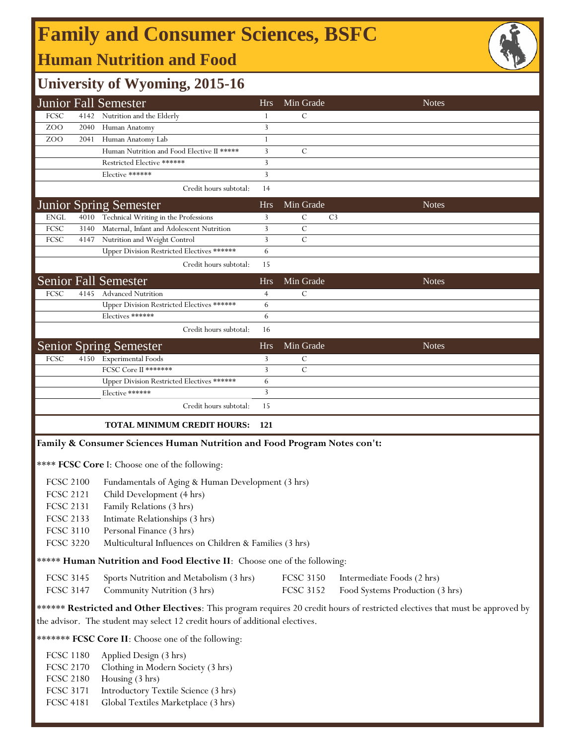# Family and Consumer Sciences, BSFC

## Human Nutrition and Food

## University of Wyoming, 2015-16

| Junior Fall Semester | | | Hrs | Min Grade | Notes |
|---|---|---|---|---|---|
| FCSC | 4142 | Nutrition and the Elderly | 1 | C | |
| ZOO | 2040 | Human Anatomy | 3 | | |
| ZOO | 2041 | Human Anatomy Lab | 1 | | |
| | | Human Nutrition and Food Elective II ***** | 3 | C | |
| | | Restricted Elective ****** | 3 | | |
| | | Elective ****** | 3 | | |
| | | Credit hours subtotal: | 14 | | |

| Junior Spring Semester | | | Hrs | Min Grade | Notes |
|---|---|---|---|---|---|
| ENGL | 4010 | Technical Writing in the Professions | 3 | C | C3 |
| FCSC | 3140 | Maternal, Infant and Adolescent Nutrition | 3 | C | |
| FCSC | 4147 | Nutrition and Weight Control | 3 | C | |
| | | Upper Division Restricted Electives ****** | 6 | | |
| | | Credit hours subtotal: | 15 | | |

| Senior Fall Semester | | | Hrs | Min Grade | Notes |
|---|---|---|---|---|---|
| FCSC | 4145 | Advanced Nutrition | 4 | C | |
| | | Upper Division Restricted Electives ****** | 6 | | |
| | | Electives ****** | 6 | | |
| | | Credit hours subtotal: | 16 | | |

| Senior Spring Semester | | | Hrs | Min Grade | Notes |
|---|---|---|---|---|---|
| FCSC | 4150 | Experimental Foods | 3 | C | |
| | | FCSC Core II ******* | 3 | C | |
| | | Upper Division Restricted Electives ****** | 6 | | |
| | | Elective ****** | 3 | | |
| | | Credit hours subtotal: | 15 | | |

**TOTAL MINIMUM CREDIT HOURS: 121**

**Family & Consumer Sciences Human Nutrition and Food Program Notes con't:**

**** **FCSC Core** I: Choose one of the following:

- FCSC 2100 Fundamentals of Aging & Human Development (3 hrs)
- FCSC 2121 Child Development (4 hrs)
- FCSC 2131 Family Relations (3 hrs)
- FCSC 2133 Intimate Relationships (3 hrs)
- FCSC 3110 Personal Finance (3 hrs)
- FCSC 3220 Multicultural Influences on Children & Families (3 hrs)

***** **Human Nutrition and Food Elective II**: Choose one of the following:

- FCSC 3145 Sports Nutrition and Metabolism (3 hrs)
- FCSC 3147 Community Nutrition (3 hrs)
- FCSC 3150 Intermediate Foods (2 hrs)
- FCSC 3152 Food Systems Production (3 hrs)

****** **Restricted and Other Electives**: This program requires 20 credit hours of restricted electives that must be approved by the advisor. The student may select 12 credit hours of additional electives.

******* **FCSC Core II**: Choose one of the following:

- FCSC 1180 Applied Design (3 hrs)
- FCSC 2170 Clothing in Modern Society (3 hrs)
- FCSC 2180 Housing (3 hrs)
- FCSC 3171 Introductory Textile Science (3 hrs)
- FCSC 4181 Global Textiles Marketplace (3 hrs)